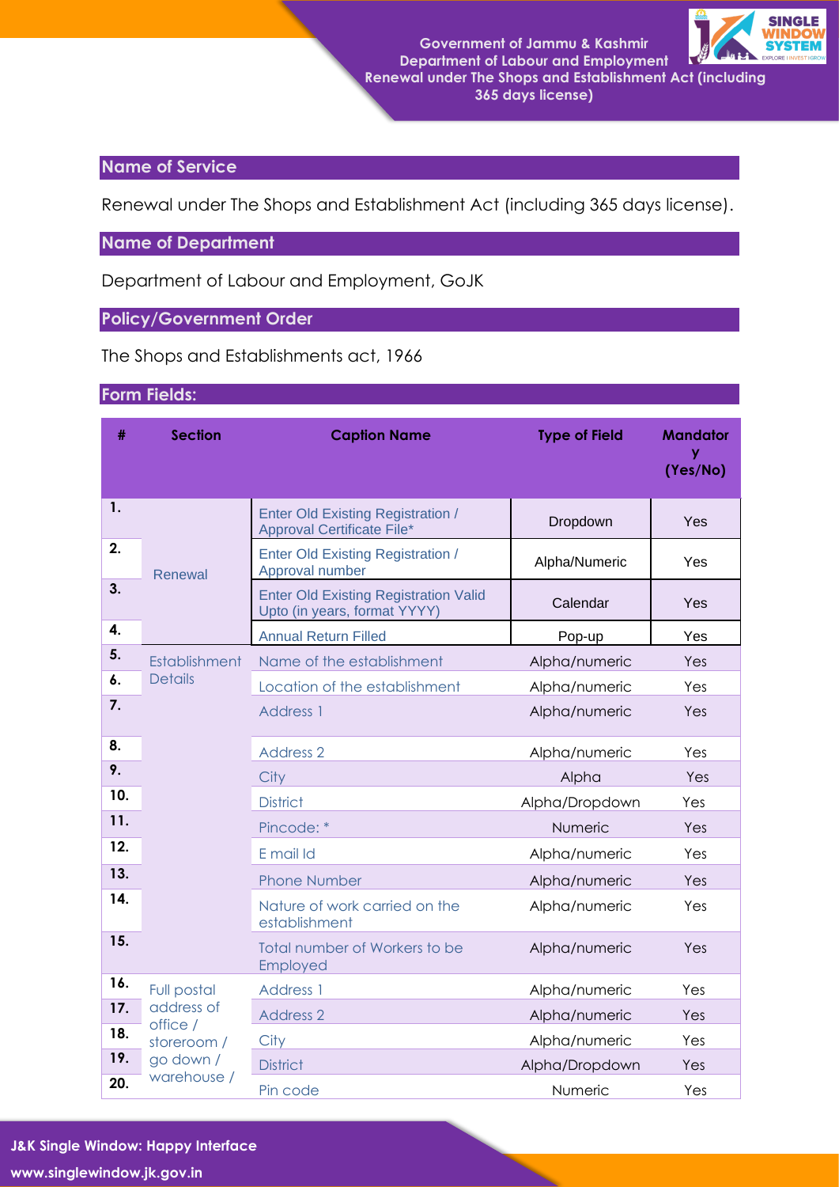## Name of Service

Renewal under The Shops and Establishment Act (including 365 days license).

## Name of Department

Department of Labour and Employment, GoJK

## Policy/Government Order

The Shops and Establishments act, 1966

## Form Fields:

| # | Section | Caption Name | Type of Field | Mandatory (Yes/No) |
|---|---|---|---|---|
| 1. | Renewal | Enter Old Existing Registration / Approval Certificate File* | Dropdown | Yes |
| 2. | | Enter Old Existing Registration / Approval number | Alpha/Numeric | Yes |
| 3. | | Enter Old Existing Registration Valid Upto (in years, format YYYY) | Calendar | Yes |
| 4. | | Annual Return Filled | Pop-up | Yes |
| 5. | Establishment Details | Name of the establishment | Alpha/numeric | Yes |
| 6. | | Location of the establishment | Alpha/numeric | Yes |
| 7. | | Address 1 | Alpha/numeric | Yes |
| 8. | | Address 2 | Alpha/numeric | Yes |
| 9. | | City | Alpha | Yes |
| 10. | | District | Alpha/Dropdown | Yes |
| 11. | | Pincode: * | Numeric | Yes |
| 12. | | E mail Id | Alpha/numeric | Yes |
| 13. | | Phone Number | Alpha/numeric | Yes |
| 14. | | Nature of work carried on the establishment | Alpha/numeric | Yes |
| 15. | | Total number of Workers to be Employed | Alpha/numeric | Yes |
| 16. | Full postal address of office / storeroom / go down / warehouse / | Address 1 | Alpha/numeric | Yes |
| 17. | | Address 2 | Alpha/numeric | Yes |
| 18. | | City | Alpha/numeric | Yes |
| 19. | | District | Alpha/Dropdown | Yes |
| 20. | | Pin code | Numeric | Yes |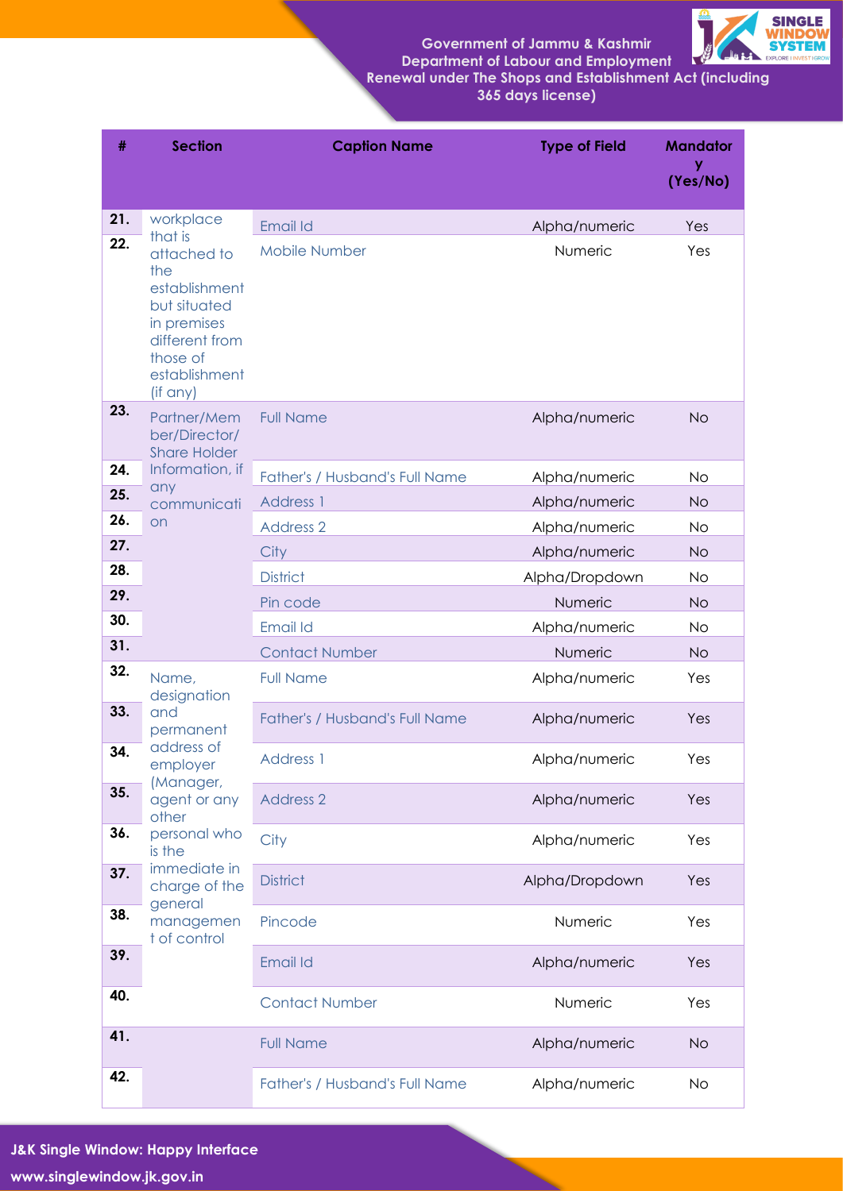| # | Section | Caption Name | Type of Field | Mandatory (Yes/No) |
|---|---|---|---|---|
| 21. | workplace that is attached to the establishment but situated in premises different from those of establishment (if any) | Email Id | Alpha/numeric | Yes |
| 22. | | Mobile Number | Numeric | Yes |
| 23. | Partner/Member/Director/Share Holder Information, if any communication | Full Name | Alpha/numeric | No |
| 24. | | Father's / Husband's Full Name | Alpha/numeric | No |
| 25. | | Address 1 | Alpha/numeric | No |
| 26. | | Address 2 | Alpha/numeric | No |
| 27. | | City | Alpha/numeric | No |
| 28. | | District | Alpha/Dropdown | No |
| 29. | | Pin code | Numeric | No |
| 30. | | Email Id | Alpha/numeric | No |
| 31. | | Contact Number | Numeric | No |
| 32. | Name, designation and permanent address of employer (Manager, agent or any other personal who is the immediate in charge of the general management of control | Full Name | Alpha/numeric | Yes |
| 33. | | Father's / Husband's Full Name | Alpha/numeric | Yes |
| 34. | | Address 1 | Alpha/numeric | Yes |
| 35. | | Address 2 | Alpha/numeric | Yes |
| 36. | | City | Alpha/numeric | Yes |
| 37. | | District | Alpha/Dropdown | Yes |
| 38. | | Pincode | Numeric | Yes |
| 39. | | Email Id | Alpha/numeric | Yes |
| 40. | | Contact Number | Numeric | Yes |
| 41. | | Full Name | Alpha/numeric | No |
| 42. | | Father's / Husband's Full Name | Alpha/numeric | No |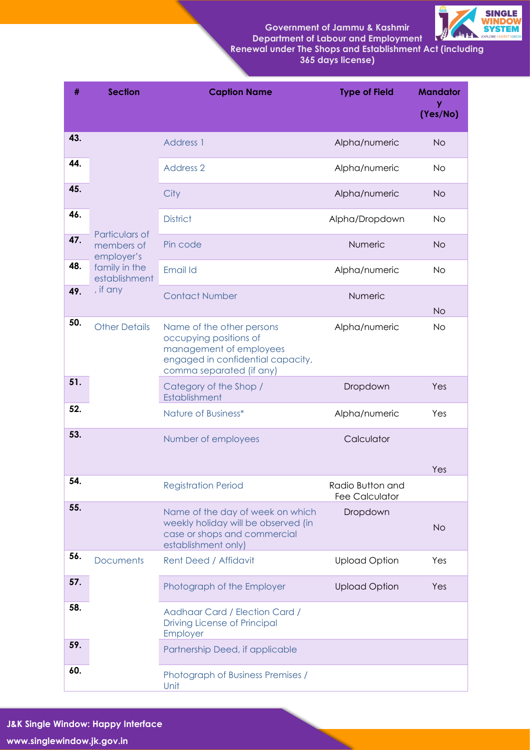| # | Section | Caption Name | Type of Field | Mandatory (Yes/No) |
|---|---|---|---|---|
| 43. | Particulars of members of employer's family in the establishment , if any | Address 1 | Alpha/numeric | No |
| 44. | | Address 2 | Alpha/numeric | No |
| 45. | | City | Alpha/numeric | No |
| 46. | | District | Alpha/Dropdown | No |
| 47. | | Pin code | Numeric | No |
| 48. | | Email Id | Alpha/numeric | No |
| 49. | | Contact Number | Numeric | No |
| 50. | Other Details | Name of the other persons occupying positions of management of employees engaged in confidential capacity, comma separated (if any) | Alpha/numeric | No |
| 51. | | Category of the Shop / Establishment | Dropdown | Yes |
| 52. | | Nature of Business* | Alpha/numeric | Yes |
| 53. | | Number of employees | Calculator | Yes |
| 54. | | Registration Period | Radio Button and Fee Calculator | |
| 55. | | Name of the day of week on which weekly holiday will be observed (in case or shops and commercial establishment only) | Dropdown | No |
| 56. | Documents | Rent Deed / Affidavit | Upload Option | Yes |
| 57. | | Photograph of the Employer | Upload Option | Yes |
| 58. | | Aadhaar Card / Election Card / Driving License of Principal Employer | | |
| 59. | | Partnership Deed, if applicable | | |
| 60. | | Photograph of Business Premises / Unit | | |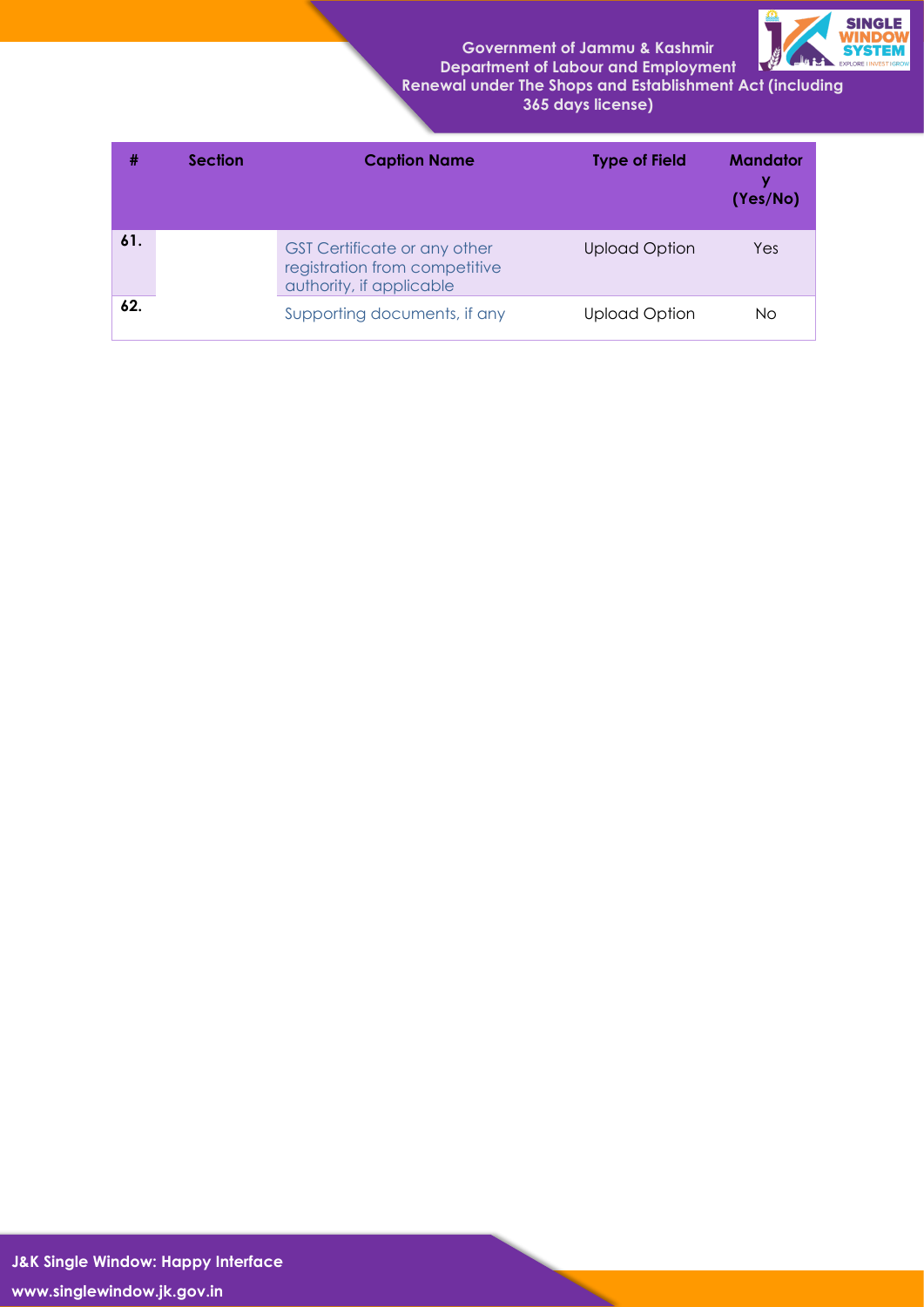| # | Section | Caption Name | Type of Field | Mandatory (Yes/No) |
|---|---|---|---|---|
| 61. | | GST Certificate or any other registration from competitive authority, if applicable | Upload Option | Yes |
| 62. | | Supporting documents, if any | Upload Option | No |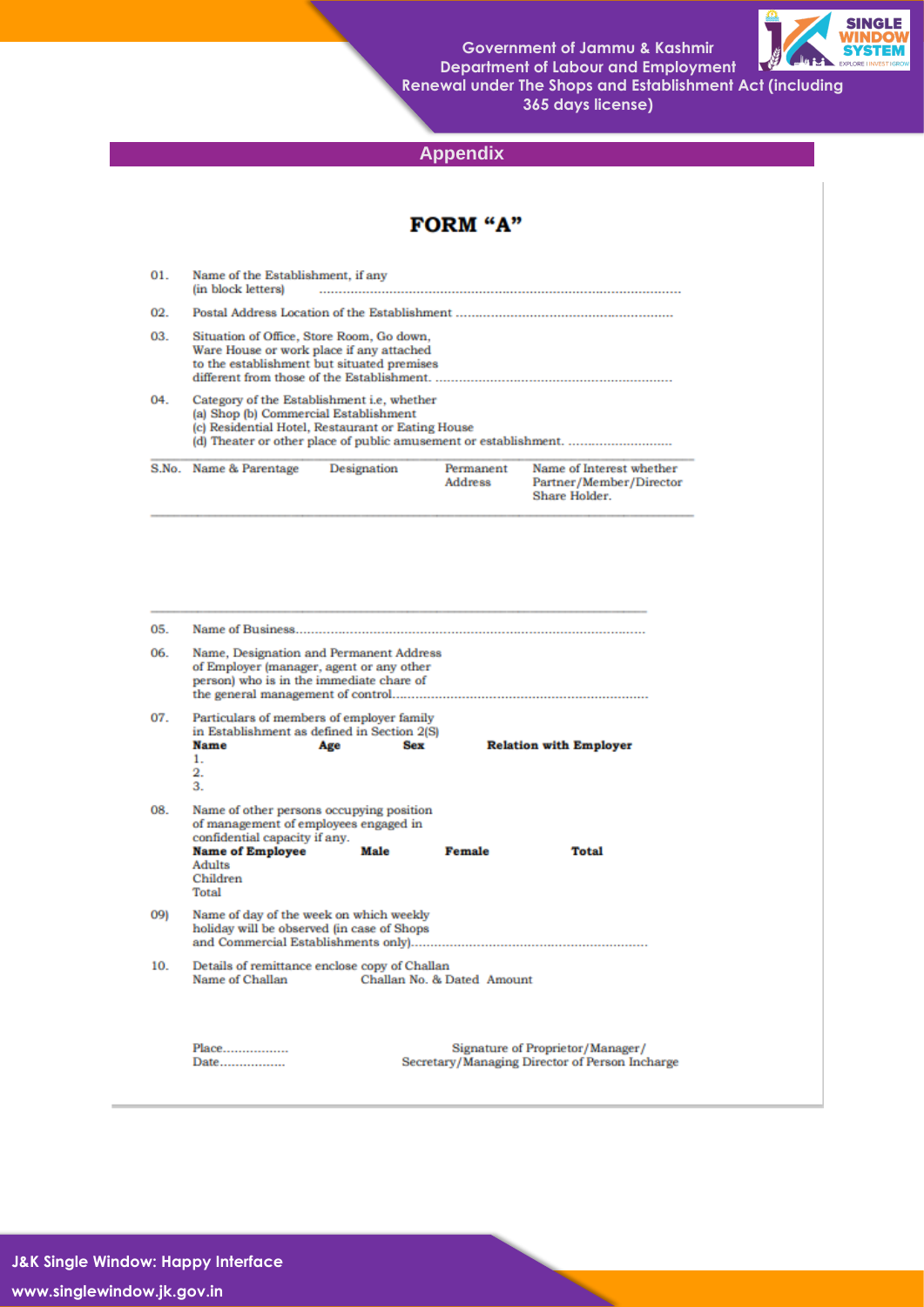## Appendix

# FORM "A"

01. Name of the Establishment, if any (in block letters) ..............................................................................................

02. Postal Address Location of the Establishment ........................................................

03. Situation of Office, Store Room, Go down, Ware House or work place if any attached to the establishment but situated premises different from those of the Establishment. ..............................................................

04. Category of the Establishment i.e, whether
(a) Shop (b) Commercial Establishment
(c) Residential Hotel, Restaurant or Eating House
(d) Theater or other place of public amusement or establishment. ...........................

| S.No. | Name & Parentage | Designation | Permanent Address | Name of Interest whether Partner/Member/Director Share Holder. |
|---|---|---|---|---|
| | | | | |

05. Name of Business..........................................................................................

06. Name, Designation and Permanent Address of Employer (manager, agent or any other person) who is in the immediate chare of the general management of control...................................................................

07. Particulars of members of employer family in Establishment as defined in Section 2(S)

| **Name** | **Age** | **Sex** | **Relation with Employer** |
|---|---|---|---|
| 1. | | | |
| 2. | | | |
| 3. | | | |

08. Name of other persons occupying position of management of employees engaged in confidential capacity if any.

| **Name of Employee** | **Male** | **Female** | **Total** |
|---|---|---|---|
| Adults | | | |
| Children | | | |
| Total | | | |

09) Name of day of the week on which weekly holiday will be observed (in case of Shops and Commercial Establishments only)..............................................................

10. Details of remittance enclose copy of Challan

| Name of Challan | Challan No. & Dated | Amount |
|---|---|---|
| | | |

Place.................
Date.................

Signature of Proprietor/Manager/
Secretary/Managing Director of Person Incharge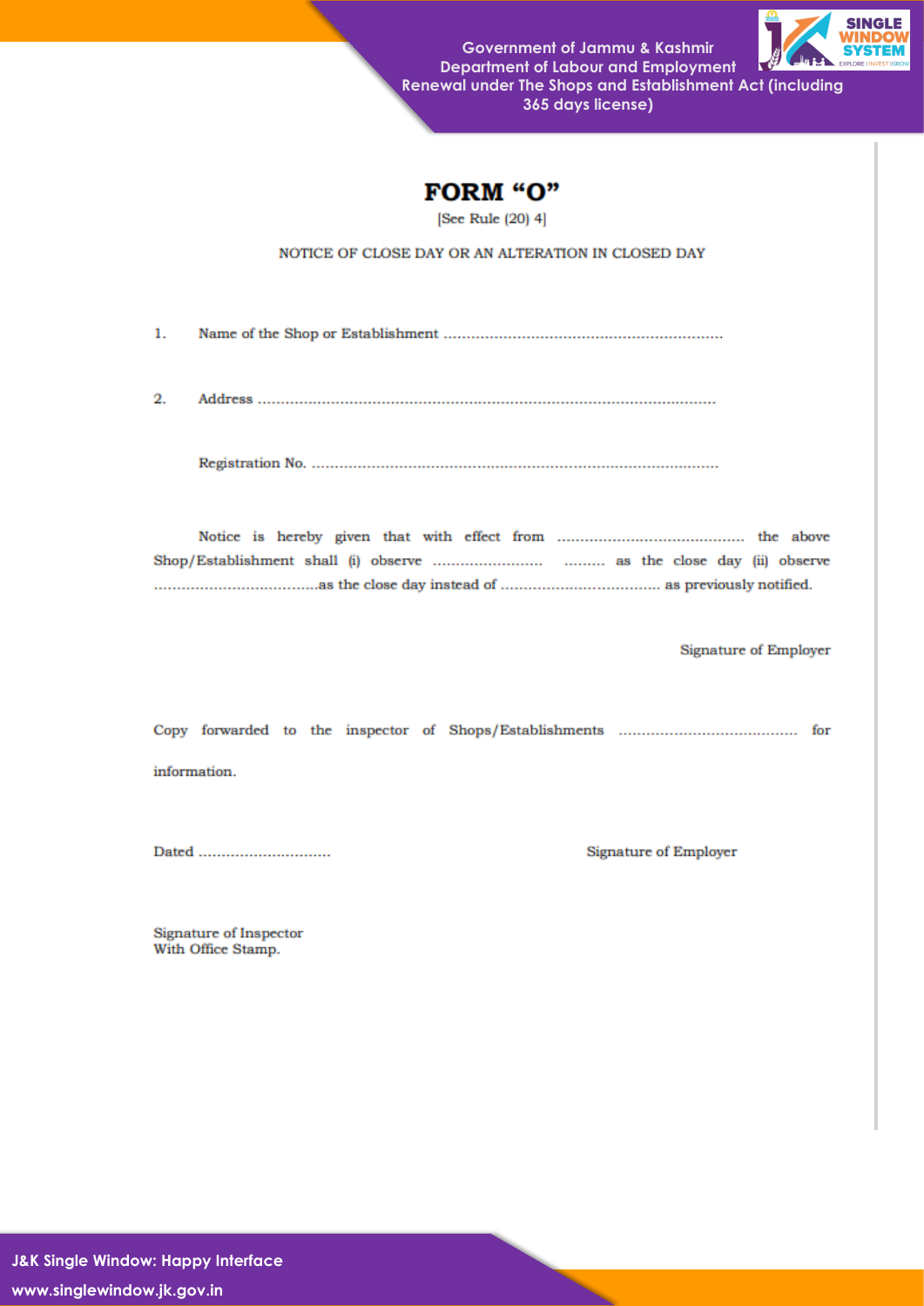# FORM "O"

[See Rule (20) 4]

NOTICE OF CLOSE DAY OR AN ALTERATION IN CLOSED DAY

1. Name of the Shop or Establishment ..............................................................

2. Address ......................................................................................................

   Registration No. ..........................................................................................

Notice is hereby given that with effect from .......................................... the above Shop/Establishment shall (i) observe ........................ ......... as the close day (ii) observe ....................................as the close day instead of .................................... as previously notified.

Signature of Employer

Copy forwarded to the inspector of Shops/Establishments ....................................... for information.

Dated .............................

Signature of Employer

Signature of Inspector
With Office Stamp.